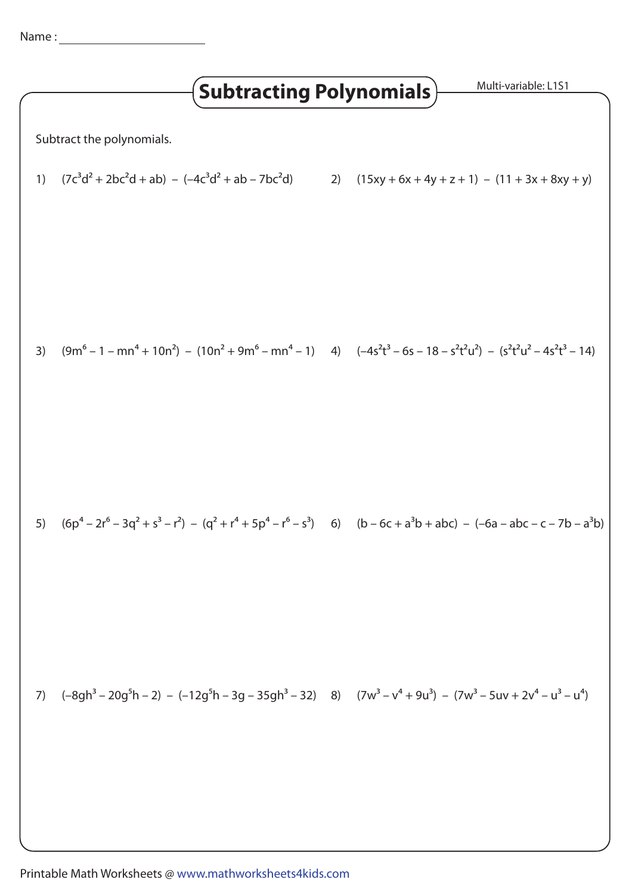Name : ______________________

# Subtracting Polynomials

Multi-variable: L1S1

Subtract the polynomials.

1) $(7c^3d^2 + 2bc^2d + ab) - (-4c^3d^2 + ab - 7bc^2d)$

2) $(15xy + 6x + 4y + z + 1) - (11 + 3x + 8xy + y)$

3) $(9m^6 - 1 - mn^4 + 10n^2) - (10n^2 + 9m^6 - mn^4 - 1)$

4) $(-4s^2t^3 - 6s - 18 - s^2t^2u^2) - (s^2t^2u^2 - 4s^2t^3 - 14)$

5) $(6p^4 - 2r^6 - 3q^2 + s^3 - r^2) - (q^2 + r^4 + 5p^4 - r^6 - s^3)$

6) $(b - 6c + a^3b + abc) - (-6a - abc - c - 7b - a^3b)$

7) $(-8gh^3 - 20g^5h - 2) - (-12g^5h - 3g - 35gh^3 - 32)$

8) $(7w^3 - v^4 + 9u^3) - (7w^3 - 5uv + 2v^4 - u^3 - u^4)$

Printable Math Worksheets @ www.mathworksheets4kids.com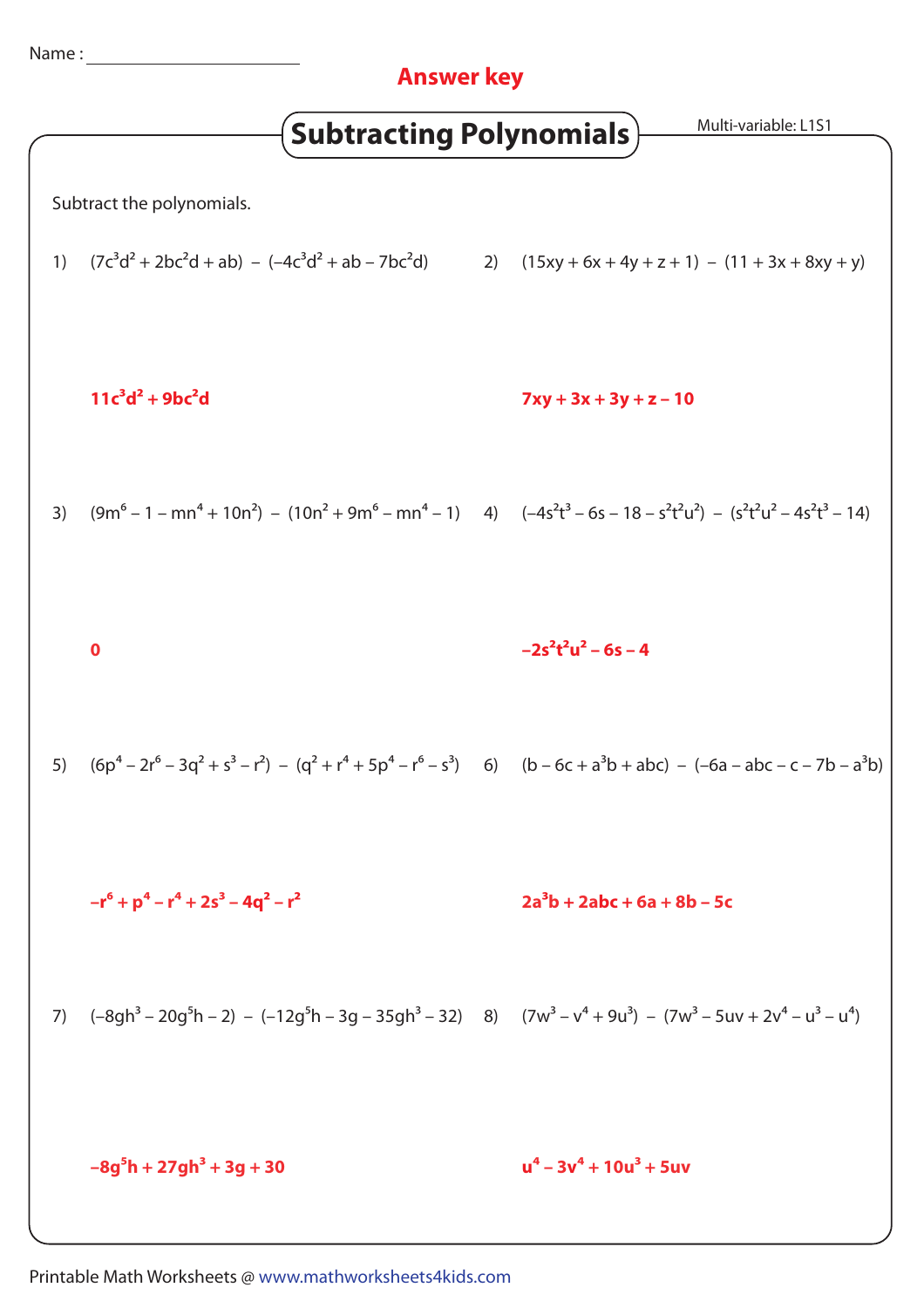Name : ____________________

**Answer key**

# Subtracting Polynomials

Multi-variable: L1S1

Subtract the polynomials.

1) $(7c^3d^2 + 2bc^2d + ab) - (-4c^3d^2 + ab - 7bc^2d)$

**$11c^3d^2 + 9bc^2d$**

2) $(15xy + 6x + 4y + z + 1) - (11 + 3x + 8xy + y)$

**$7xy + 3x + 3y + z - 10$**

3) $(9m^6 - 1 - mn^4 + 10n^2) - (10n^2 + 9m^6 - mn^4 - 1)$

**$0$**

4) $(-4s^2t^3 - 6s - 18 - s^2t^2u^2) - (s^2t^2u^2 - 4s^2t^3 - 14)$

**$-2s^2t^2u^2 - 6s - 4$**

5) $(6p^4 - 2r^6 - 3q^2 + s^3 - r^2) - (q^2 + r^4 + 5p^4 - r^6 - s^3)$

**$-r^6 + p^4 - r^4 + 2s^3 - 4q^2 - r^2$**

6) $(b - 6c + a^3b + abc) - (-6a - abc - c - 7b - a^3b)$

**$2a^3b + 2abc + 6a + 8b - 5c$**

7) $(-8gh^3 - 20g^5h - 2) - (-12g^5h - 3g - 35gh^3 - 32)$

**$-8g^5h + 27gh^3 + 3g + 30$**

8) $(7w^3 - v^4 + 9u^3) - (7w^3 - 5uv + 2v^4 - u^3 - u^4)$

**$u^4 - 3v^4 + 10u^3 + 5uv$**

Printable Math Worksheets @ www.mathworksheets4kids.com